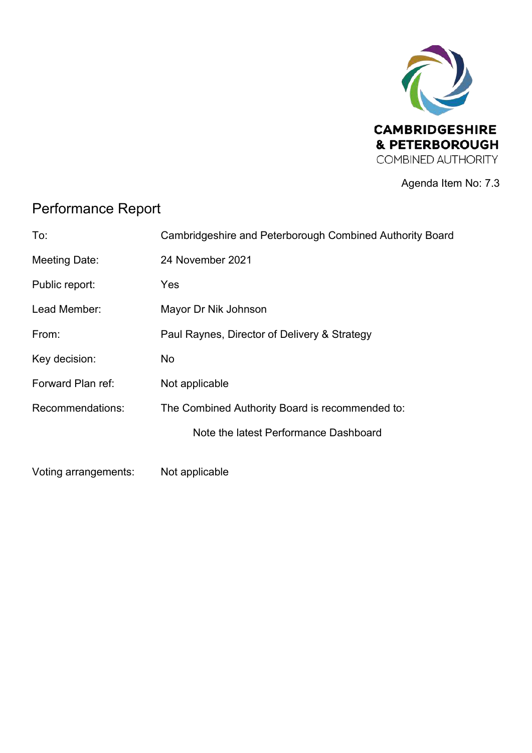CAMBRIDGESHIRE
& PETERBOROUGH
COMBINED AUTHORITY

Agenda Item No: 7.3

# Performance Report

| | |
|---|---|
| To: | Cambridgeshire and Peterborough Combined Authority Board |
| Meeting Date: | 24 November 2021 |
| Public report: | Yes |
| Lead Member: | Mayor Dr Nik Johnson |
| From: | Paul Raynes, Director of Delivery & Strategy |
| Key decision: | No |
| Forward Plan ref: | Not applicable |
| Recommendations: | The Combined Authority Board is recommended to: |
| | Note the latest Performance Dashboard |
| Voting arrangements: | Not applicable |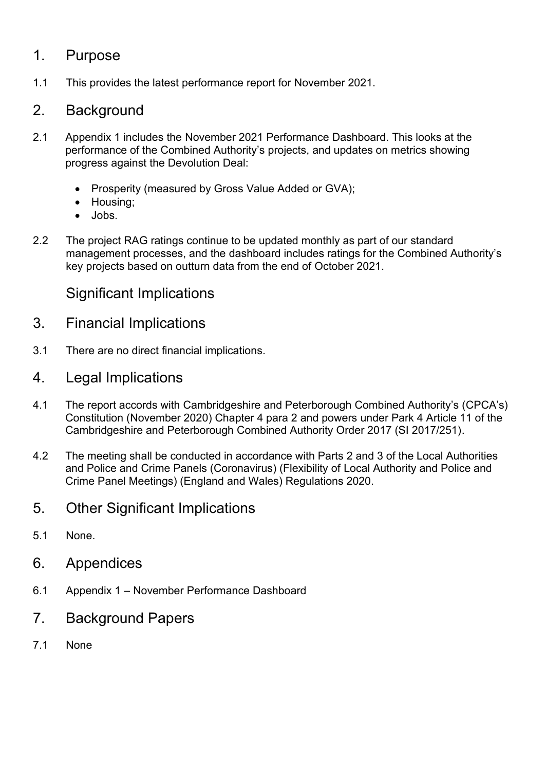## 1. Purpose

1.1 This provides the latest performance report for November 2021.

## 2. Background

2.1 Appendix 1 includes the November 2021 Performance Dashboard. This looks at the performance of the Combined Authority's projects, and updates on metrics showing progress against the Devolution Deal:

- Prosperity (measured by Gross Value Added or GVA);
- Housing;
- Jobs.

2.2 The project RAG ratings continue to be updated monthly as part of our standard management processes, and the dashboard includes ratings for the Combined Authority's key projects based on outturn data from the end of October 2021.

## Significant Implications

## 3. Financial Implications

3.1 There are no direct financial implications.

## 4. Legal Implications

4.1 The report accords with Cambridgeshire and Peterborough Combined Authority's (CPCA's) Constitution (November 2020) Chapter 4 para 2 and powers under Park 4 Article 11 of the Cambridgeshire and Peterborough Combined Authority Order 2017 (SI 2017/251).

4.2 The meeting shall be conducted in accordance with Parts 2 and 3 of the Local Authorities and Police and Crime Panels (Coronavirus) (Flexibility of Local Authority and Police and Crime Panel Meetings) (England and Wales) Regulations 2020.

## 5. Other Significant Implications

5.1 None.

## 6. Appendices

6.1 Appendix 1 – November Performance Dashboard

## 7. Background Papers

7.1 None